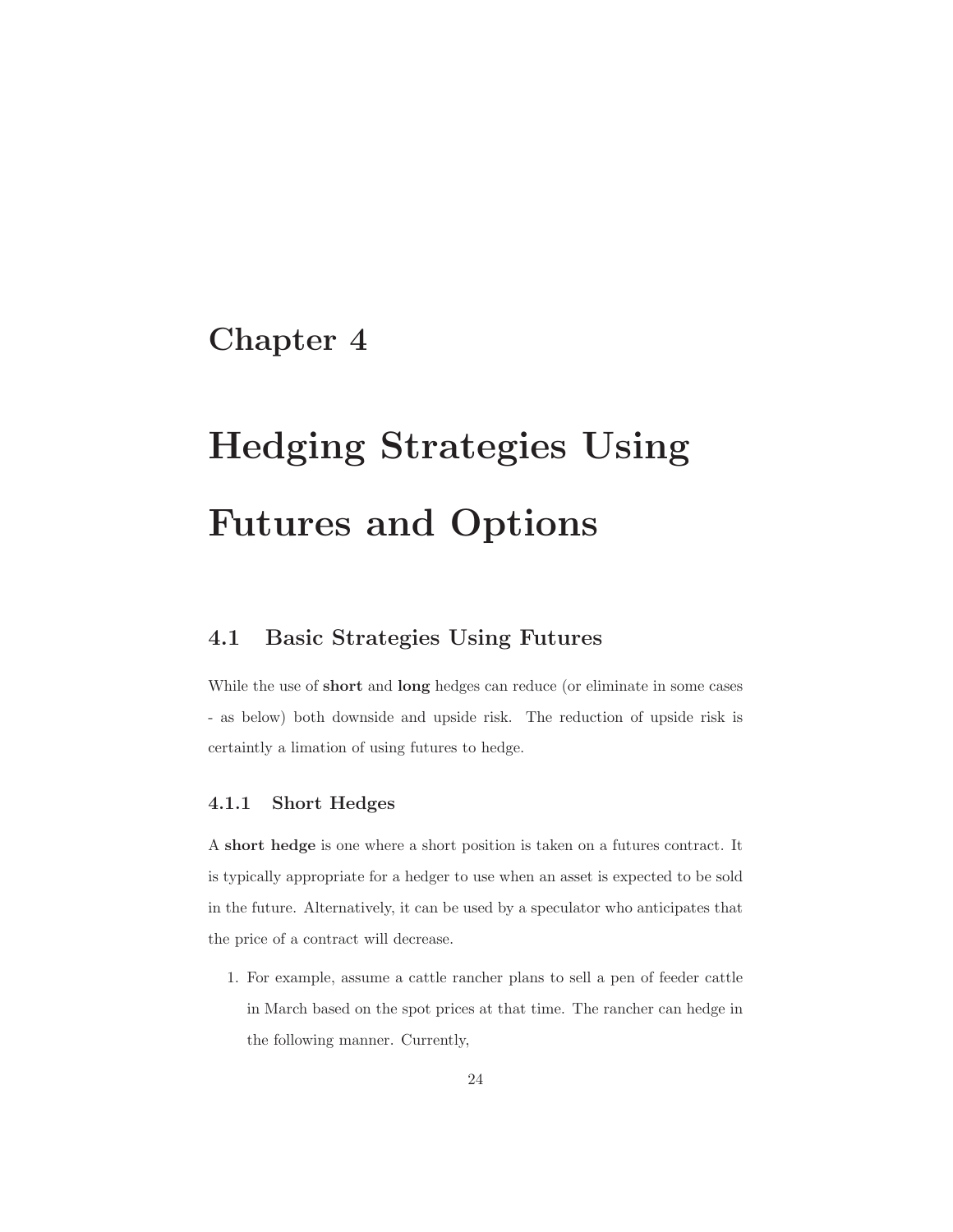# Chapter 4

# Hedging Strategies Using Futures and Options

## 4.1 Basic Strategies Using Futures

While the use of **short** and **long** hedges can reduce (or eliminate in some cases - as below) both downside and upside risk. The reduction of upside risk is certaintly a limation of using futures to hedge.

### 4.1.1 Short Hedges

A **short hedge** is one where a short position is taken on a futures contract. It is typically appropriate for a hedger to use when an asset is expected to be sold in the future. Alternatively, it can be used by a speculator who anticipates that the price of a contract will decrease.

1. For example, assume a cattle rancher plans to sell a pen of feeder cattle in March based on the spot prices at that time. The rancher can hedge in the following manner. Currently,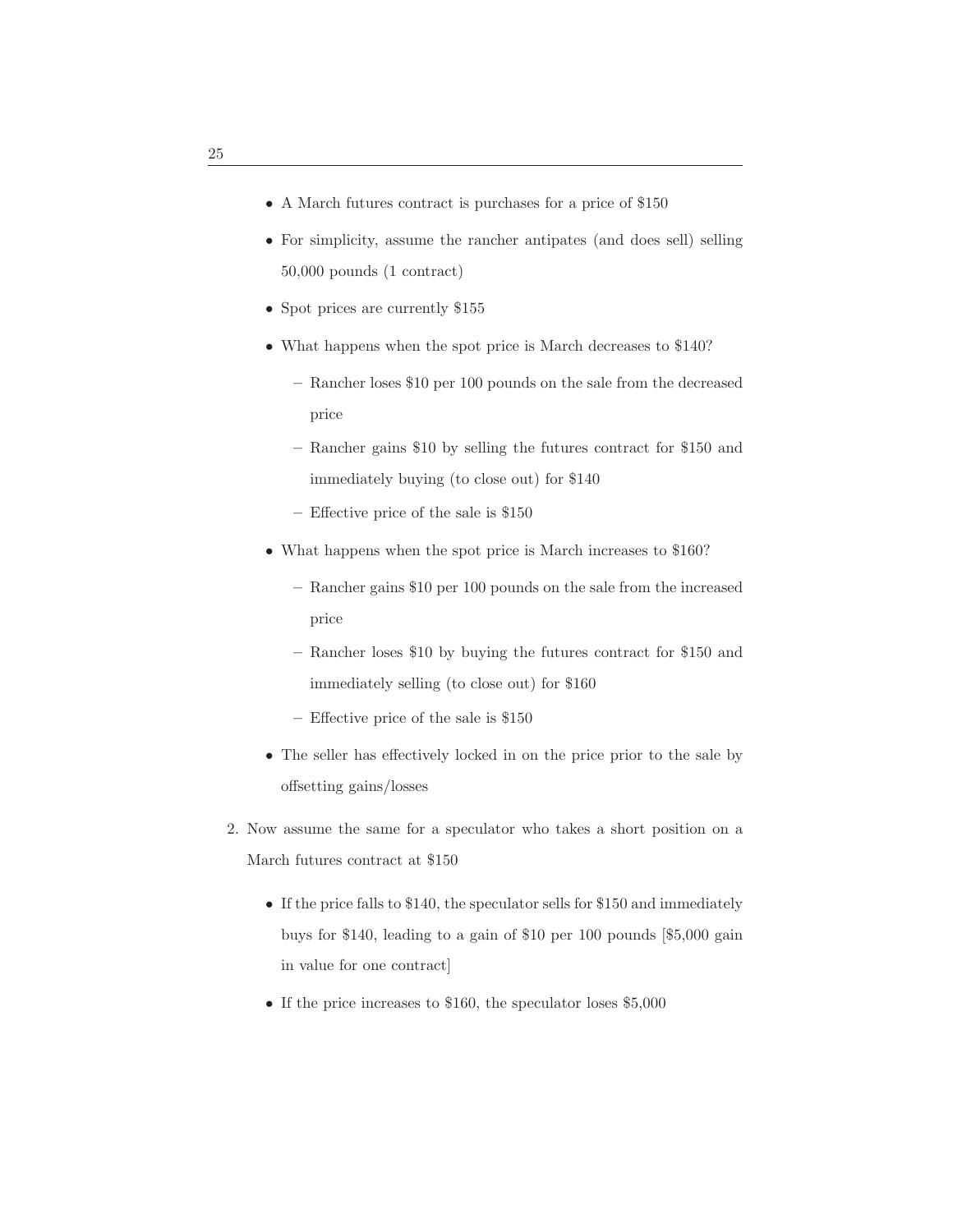- A March futures contract is purchases for a price of $150
- For simplicity, assume the rancher antipates (and does sell) selling 50,000 pounds (1 contract)
- Spot prices are currently $155
- What happens when the spot price is March decreases to $140?
  - Rancher loses $10 per 100 pounds on the sale from the decreased price
  - Rancher gains $10 by selling the futures contract for $150 and immediately buying (to close out) for $140
  - Effective price of the sale is $150
- What happens when the spot price is March increases to $160?
  - Rancher gains $10 per 100 pounds on the sale from the increased price
  - Rancher loses $10 by buying the futures contract for $150 and immediately selling (to close out) for $160
  - Effective price of the sale is $150
- The seller has effectively locked in on the price prior to the sale by offsetting gains/losses

2. Now assume the same for a speculator who takes a short position on a March futures contract at $150
   - If the price falls to $140, the speculator sells for $150 and immediately buys for $140, leading to a gain of $10 per 100 pounds [$5,000 gain in value for one contract]
   - If the price increases to $160, the speculator loses $5,000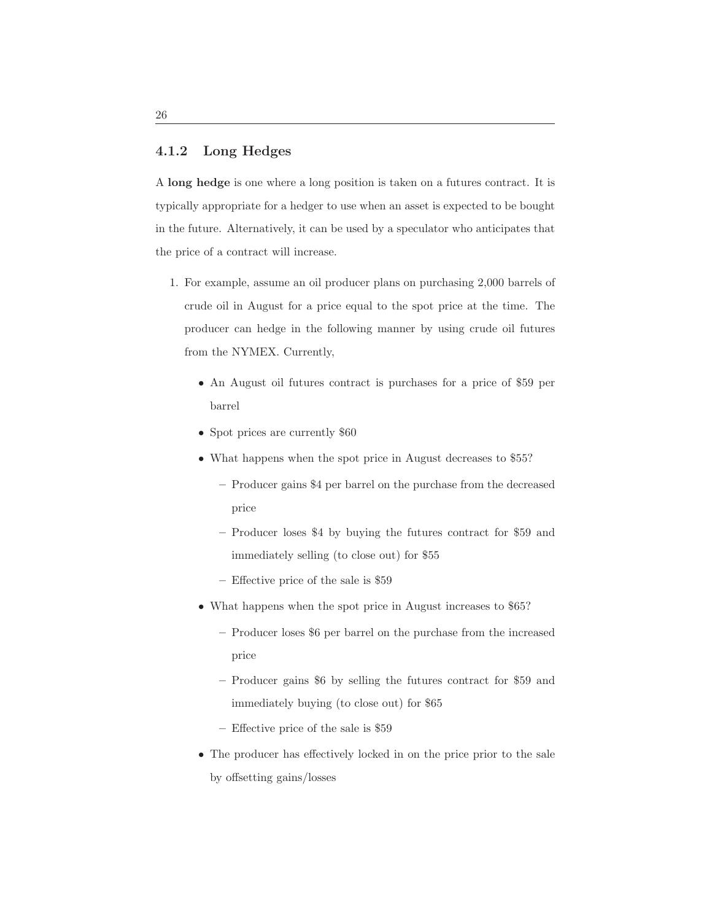### 4.1.2 Long Hedges

A **long hedge** is one where a long position is taken on a futures contract. It is typically appropriate for a hedger to use when an asset is expected to be bought in the future. Alternatively, it can be used by a speculator who anticipates that the price of a contract will increase.

1. For example, assume an oil producer plans on purchasing 2,000 barrels of crude oil in August for a price equal to the spot price at the time. The producer can hedge in the following manner by using crude oil futures from the NYMEX. Currently,
   - An August oil futures contract is purchases for a price of $59 per barrel
   - Spot prices are currently $60
   - What happens when the spot price in August decreases to $55?
     - Producer gains $4 per barrel on the purchase from the decreased price
     - Producer loses $4 by buying the futures contract for $59 and immediately selling (to close out) for $55
     - Effective price of the sale is $59
   - What happens when the spot price in August increases to $65?
     - Producer loses $6 per barrel on the purchase from the increased price
     - Producer gains $6 by selling the futures contract for $59 and immediately buying (to close out) for $65
     - Effective price of the sale is $59
   - The producer has effectively locked in on the price prior to the sale by offsetting gains/losses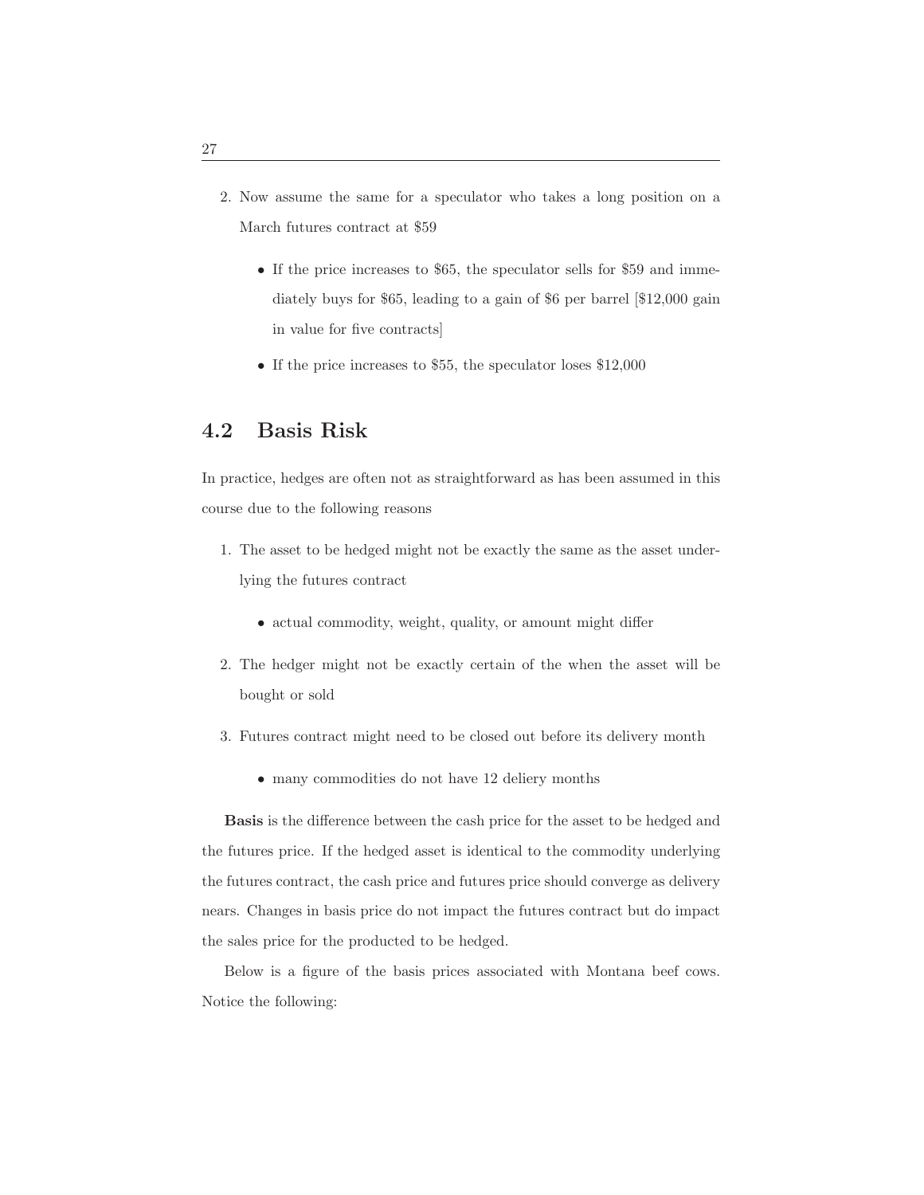2. Now assume the same for a speculator who takes a long position on a March futures contract at $59

   - If the price increases to $65, the speculator sells for $59 and immediately buys for $65, leading to a gain of $6 per barrel [$12,000 gain in value for five contracts]
   - If the price increases to $55, the speculator loses $12,000

## 4.2 Basis Risk

In practice, hedges are often not as straightforward as has been assumed in this course due to the following reasons

1. The asset to be hedged might not be exactly the same as the asset underlying the futures contract
   - actual commodity, weight, quality, or amount might differ
2. The hedger might not be exactly certain of the when the asset will be bought or sold
3. Futures contract might need to be closed out before its delivery month
   - many commodities do not have 12 deliery months

**Basis** is the difference between the cash price for the asset to be hedged and the futures price. If the hedged asset is identical to the commodity underlying the futures contract, the cash price and futures price should converge as delivery nears. Changes in basis price do not impact the futures contract but do impact the sales price for the producted to be hedged.

Below is a figure of the basis prices associated with Montana beef cows. Notice the following: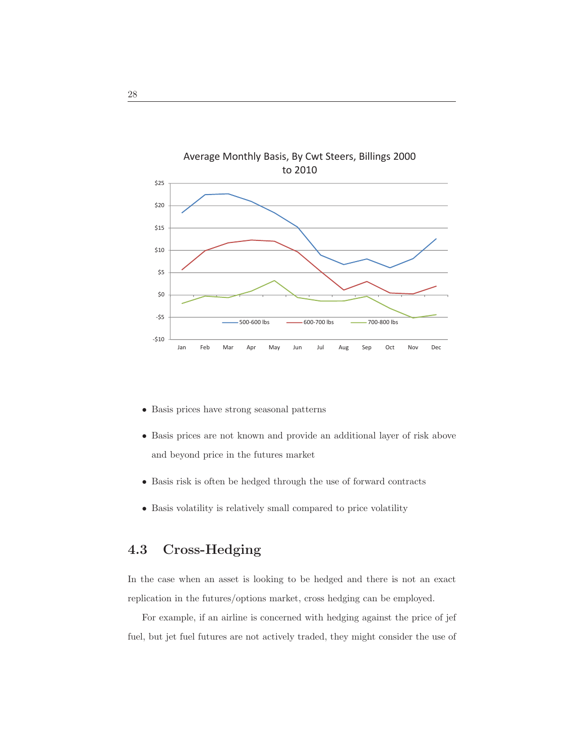Average Monthly Basis, By Cwt Steers, Billings 2000 to 2010

- Basis prices have strong seasonal patterns
- Basis prices are not known and provide an additional layer of risk above and beyond price in the futures market
- Basis risk is often be hedged through the use of forward contracts
- Basis volatility is relatively small compared to price volatility

## 4.3 Cross-Hedging

In the case when an asset is looking to be hedged and there is not an exact replication in the futures/options market, cross hedging can be employed.

For example, if an airline is concerned with hedging against the price of jef fuel, but jet fuel futures are not actively traded, they might consider the use of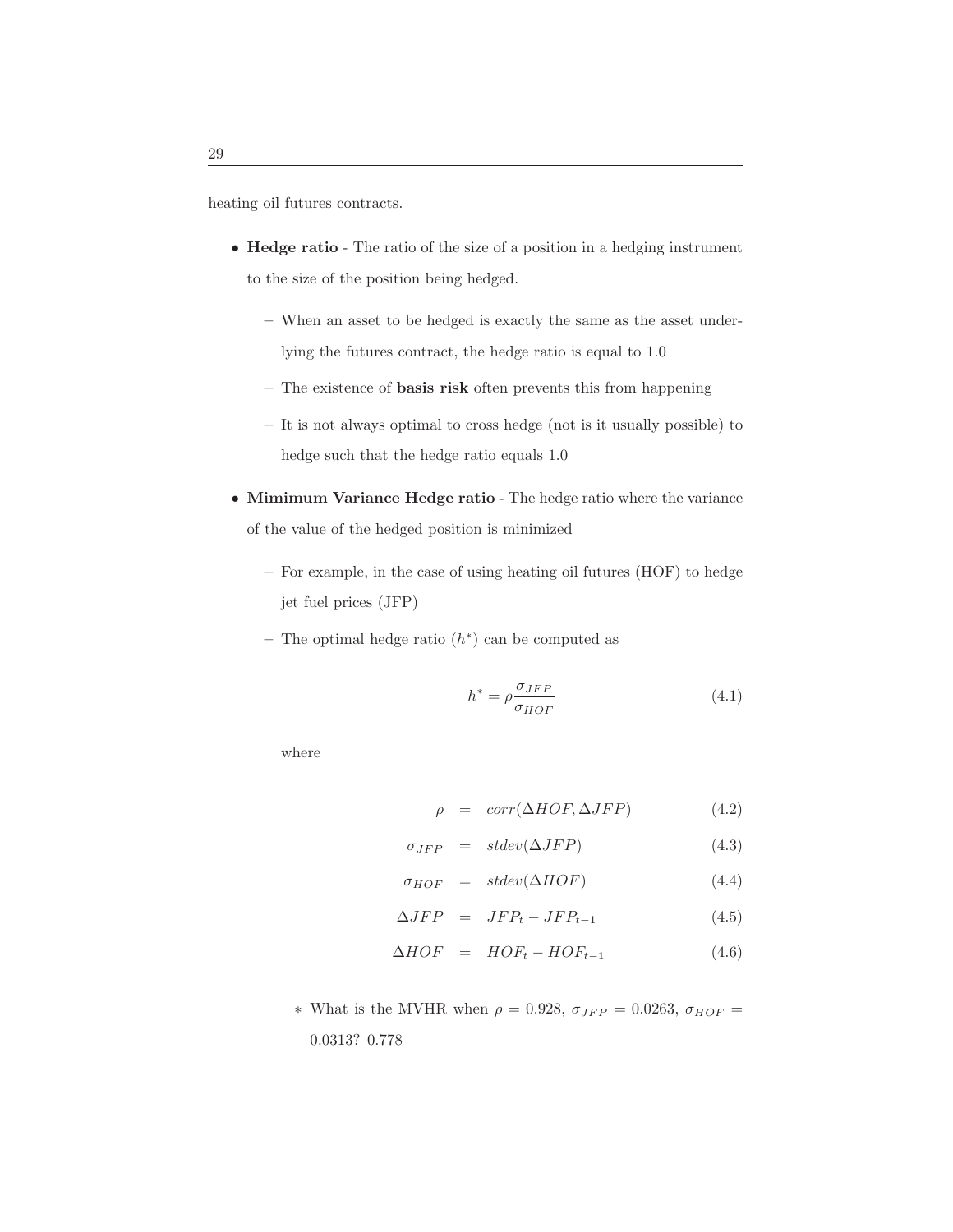heating oil futures contracts.

- **Hedge ratio** - The ratio of the size of a position in a hedging instrument to the size of the position being hedged.
  - When an asset to be hedged is exactly the same as the asset underlying the futures contract, the hedge ratio is equal to 1.0
  - The existence of **basis risk** often prevents this from happening
  - It is not always optimal to cross hedge (not is it usually possible) to hedge such that the hedge ratio equals 1.0
- **Mimimum Variance Hedge ratio** - The hedge ratio where the variance of the value of the hedged position is minimized
  - For example, in the case of using heating oil futures (HOF) to hedge jet fuel prices (JFP)
  - The optimal hedge ratio ($h^*$) can be computed as

$$h^* = \rho \frac{\sigma_{JFP}}{\sigma_{HOF}} \tag{4.1}$$

where

$$\rho = corr(\Delta HOF, \Delta JFP) \tag{4.2}$$

$$\sigma_{JFP} = stdev(\Delta JFP) \tag{4.3}$$

$$\sigma_{HOF} = stdev(\Delta HOF) \tag{4.4}$$

$$\Delta JFP = JFP_t - JFP_{t-1} \tag{4.5}$$

$$\Delta HOF = HOF_t - HOF_{t-1} \tag{4.6}$$

  * What is the MVHR when $\rho = 0.928$, $\sigma_{JFP} = 0.0263$, $\sigma_{HOF} = 0.0313$? 0.778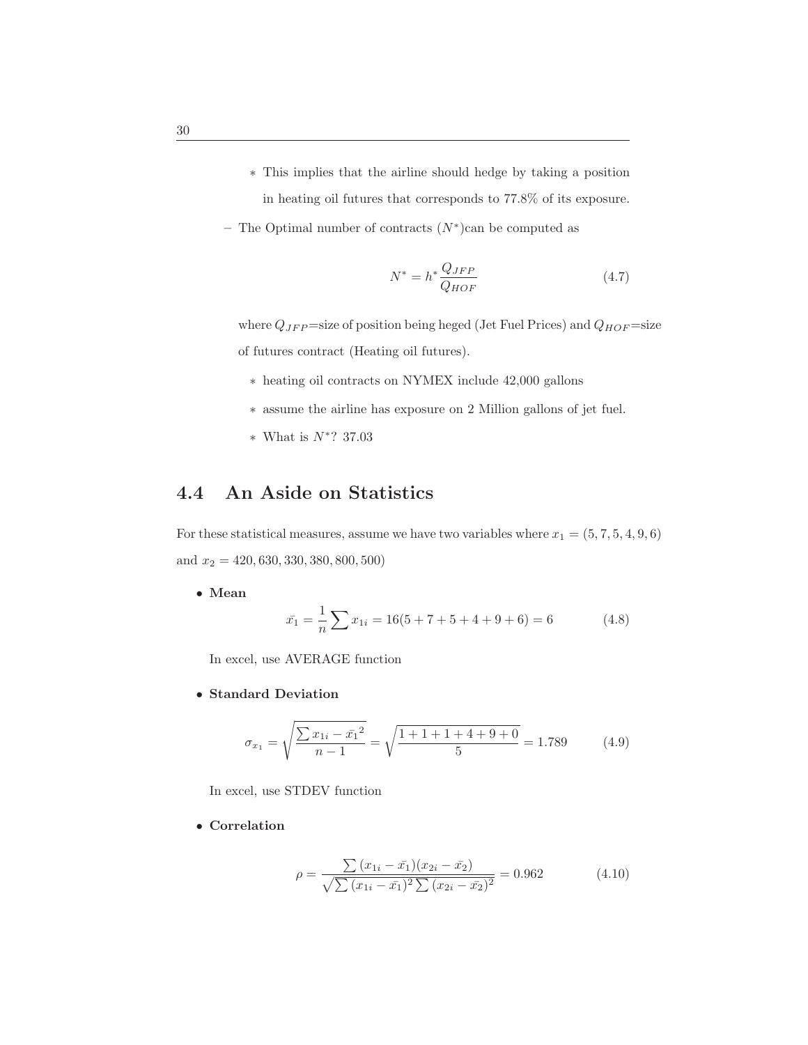* This implies that the airline should hedge by taking a position in heating oil futures that corresponds to 77.8% of its exposure.
- The Optimal number of contracts ($N^*$)can be computed as

$$N^* = h^* \frac{Q_{JFP}}{Q_{HOF}} \tag{4.7}$$

where $Q_{JFP}$=size of position being heged (Jet Fuel Prices) and $Q_{HOF}$=size of futures contract (Heating oil futures).

  * heating oil contracts on NYMEX include 42,000 gallons
  * assume the airline has exposure on 2 Million gallons of jet fuel.
  * What is $N^*$? 37.03

## 4.4 An Aside on Statistics

For these statistical measures, assume we have two variables where $x_1 = (5, 7, 5, 4, 9, 6)$ and $x_2 = 420, 630, 330, 380, 800, 500)$

- **Mean**

$$\bar{x_1} = \frac{1}{n} \sum x_{1i} = 16(5 + 7 + 5 + 4 + 9 + 6) = 6 \tag{4.8}$$

In excel, use AVERAGE function

- **Standard Deviation**

$$\sigma_{x_1} = \sqrt{\frac{\sum x_{1i} - \bar{x_1}^2}{n-1}} = \sqrt{\frac{1 + 1 + 1 + 4 + 9 + 0}{5}} = 1.789 \tag{4.9}$$

In excel, use STDEV function

- **Correlation**

$$\rho = \frac{\sum (x_{1i} - \bar{x_1})(x_{2i} - \bar{x_2})}{\sqrt{\sum (x_{1i} - \bar{x_1})^2 \sum (x_{2i} - \bar{x_2})^2}} = 0.962 \tag{4.10}$$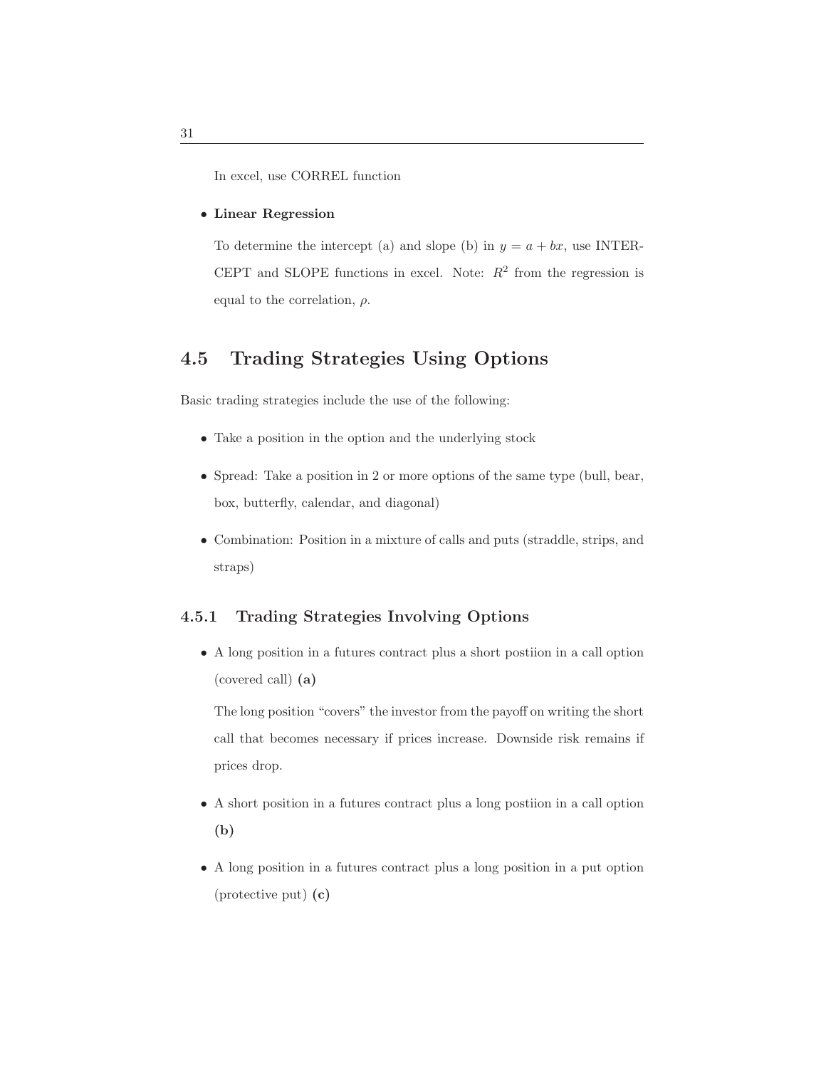In excel, use CORREL function

- **Linear Regression**

  To determine the intercept (a) and slope (b) in $y = a + bx$, use INTERCEPT and SLOPE functions in excel. Note: $R^2$ from the regression is equal to the correlation, $\rho$.

## 4.5 Trading Strategies Using Options

Basic trading strategies include the use of the following:

- Take a position in the option and the underlying stock
- Spread: Take a position in 2 or more options of the same type (bull, bear, box, butterfly, calendar, and diagonal)
- Combination: Position in a mixture of calls and puts (straddle, strips, and straps)

### 4.5.1 Trading Strategies Involving Options

- A long position in a futures contract plus a short postiion in a call option (covered call) **(a)**

  The long position "covers" the investor from the payoff on writing the short call that becomes necessary if prices increase. Downside risk remains if prices drop.

- A short position in a futures contract plus a long postiion in a call option **(b)**
- A long position in a futures contract plus a long position in a put option (protective put) **(c)**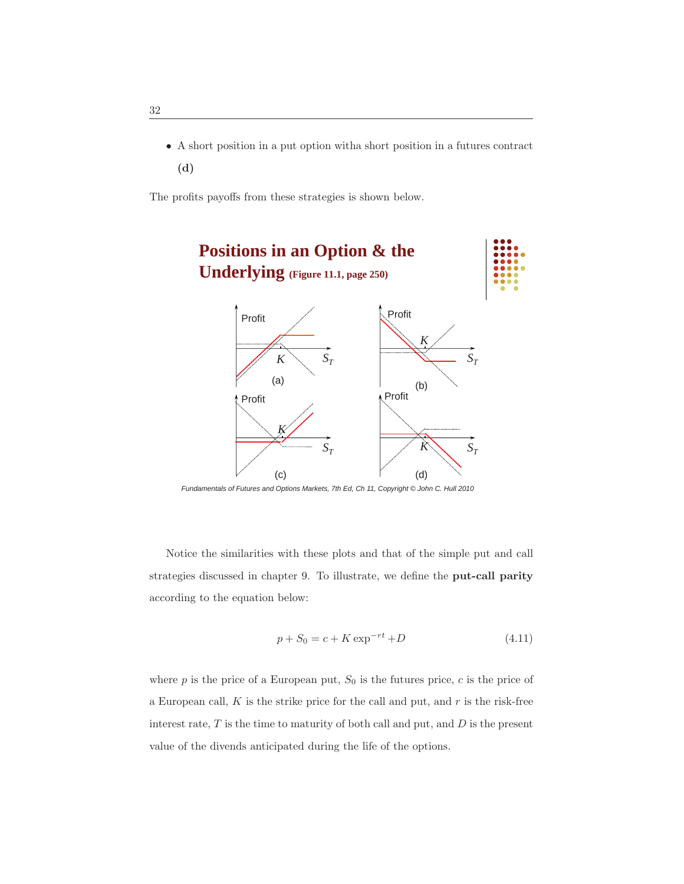- A short position in a put option witha short position in a futures contract **(d)**

The profits payoffs from these strategies is shown below.

Notice the similarities with these plots and that of the simple put and call strategies discussed in chapter 9. To illustrate, we define the **put-call parity** according to the equation below:

$$p + S_0 = c + K \exp^{-rt} + D \tag{4.11}$$

where $p$ is the price of a European put, $S_0$ is the futures price, $c$ is the price of a European call, $K$ is the strike price for the call and put, and $r$ is the risk-free interest rate, $T$ is the time to maturity of both call and put, and $D$ is the present value of the divends anticipated during the life of the options.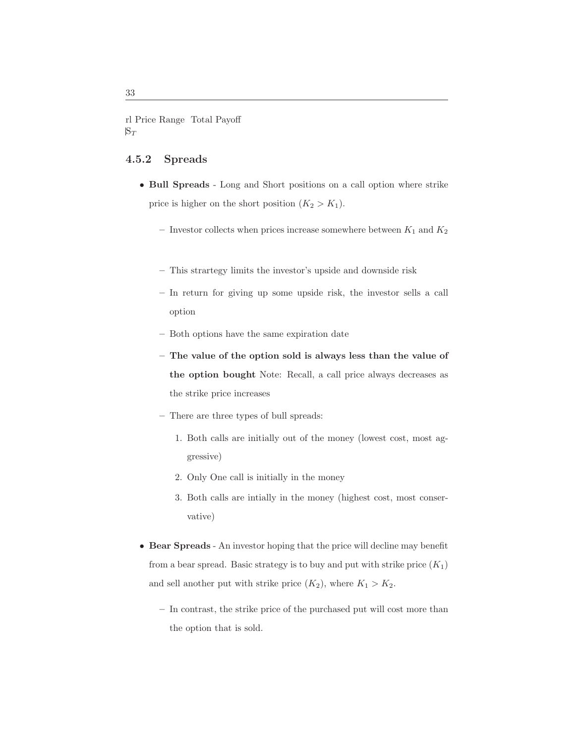rl Price Range Total Payoff
$\mathbb{S}_T$

### 4.5.2 Spreads

- **Bull Spreads** - Long and Short positions on a call option where strike price is higher on the short position ($K_2 > K_1$).
  - Investor collects when prices increase somewhere between $K_1$ and $K_2$
  - This strartegy limits the investor's upside and downside risk
  - In return for giving up some upside risk, the investor sells a call option
  - Both options have the same expiration date
  - **The value of the option sold is always less than the value of the option bought** Note: Recall, a call price always decreases as the strike price increases
  - There are three types of bull spreads:
    1. Both calls are initially out of the money (lowest cost, most aggressive)
    2. Only One call is initially in the money
    3. Both calls are intially in the money (highest cost, most conservative)
- **Bear Spreads** - An investor hoping that the price will decline may benefit from a bear spread. Basic strategy is to buy and put with strike price ($K_1$) and sell another put with strike price ($K_2$), where $K_1 > K_2$.
  - In contrast, the strike price of the purchased put will cost more than the option that is sold.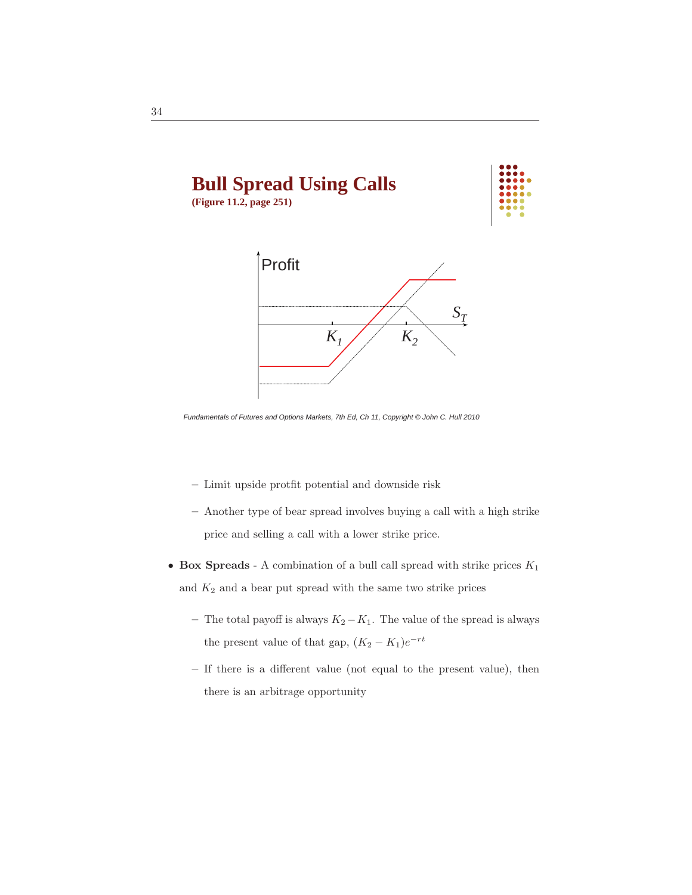## Bull Spread Using Calls

**(Figure 11.2, page 251)**

*Fundamentals of Futures and Options Markets, 7th Ed, Ch 11, Copyright © John C. Hull 2010*

  - Limit upside protfit potential and downside risk
  - Another type of bear spread involves buying a call with a high strike price and selling a call with a lower strike price.

- **Box Spreads** - A combination of a bull call spread with strike prices $K_1$ and $K_2$ and a bear put spread with the same two strike prices
  - The total payoff is always $K_2 - K_1$. The value of the spread is always the present value of that gap, $(K_2 - K_1)e^{-rt}$
  - If there is a different value (not equal to the present value), then there is an arbitrage opportunity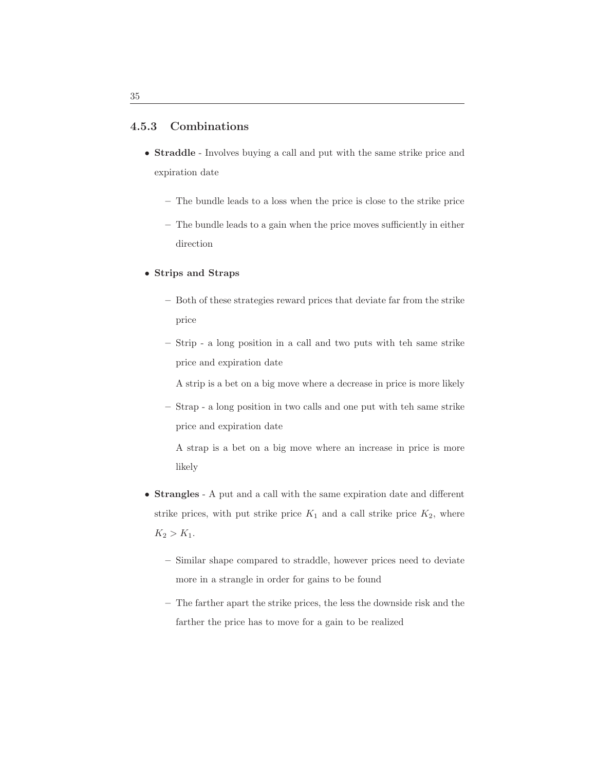### 4.5.3 Combinations

- **Straddle** - Involves buying a call and put with the same strike price and expiration date
  - The bundle leads to a loss when the price is close to the strike price
  - The bundle leads to a gain when the price moves sufficiently in either direction
- **Strips and Straps**
  - Both of these strategies reward prices that deviate far from the strike price
  - Strip - a long position in a call and two puts with teh same strike price and expiration date

    A strip is a bet on a big move where a decrease in price is more likely
  - Strap - a long position in two calls and one put with teh same strike price and expiration date

    A strap is a bet on a big move where an increase in price is more likely
- **Strangles** - A put and a call with the same expiration date and different strike prices, with put strike price $K_1$ and a call strike price $K_2$, where $K_2 > K_1$.
  - Similar shape compared to straddle, however prices need to deviate more in a strangle in order for gains to be found
  - The farther apart the strike prices, the less the downside risk and the farther the price has to move for a gain to be realized